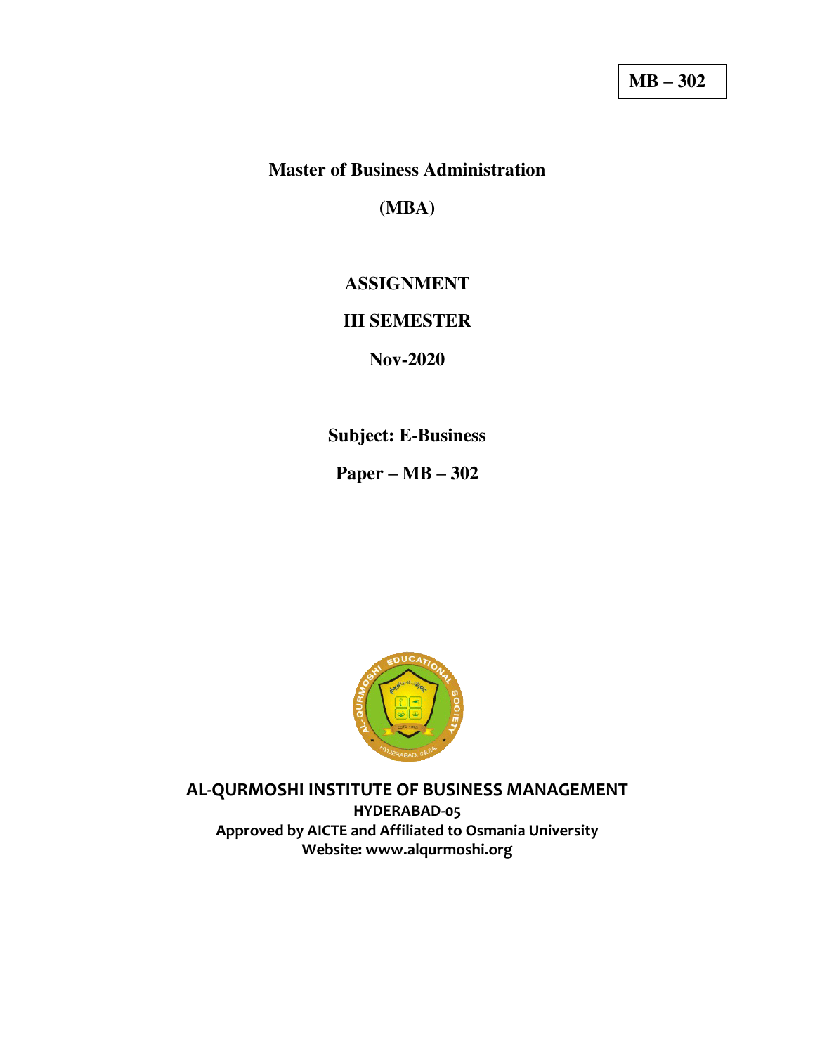**MB – 302**

# Master of Business Administration

## (MBA)

## ASSIGNMENT

## III SEMESTER

## Nov-2020

## Subject: E-Business

## Paper – MB – 302

**AL-QURMOSHI INSTITUTE OF BUSINESS MANAGEMENT**

**HYDERABAD-05**

**Approved by AICTE and Affiliated to Osmania University**

**Website: www.alqurmoshi.org**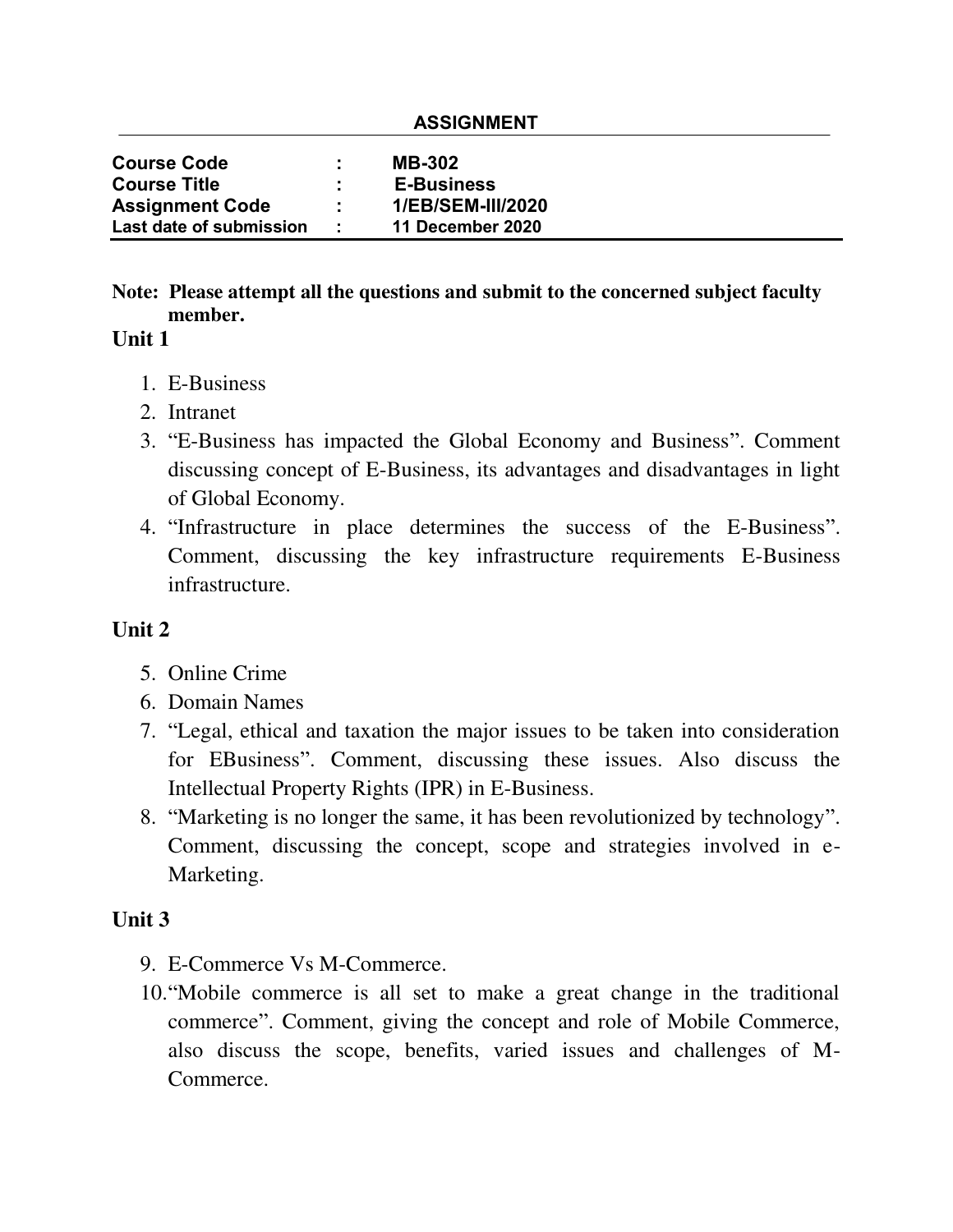# ASSIGNMENT

| | | |
|---|---|---|
| **Course Code** | **:** | **MB-302** |
| **Course Title** | **:** | **E-Business** |
| **Assignment Code** | **:** | **1/EB/SEM-III/2020** |
| **Last date of submission** | **:** | **11 December 2020** |

**Note: Please attempt all the questions and submit to the concerned subject faculty member.**

## Unit 1

1. E-Business
2. Intranet
3. "E-Business has impacted the Global Economy and Business". Comment discussing concept of E-Business, its advantages and disadvantages in light of Global Economy.
4. "Infrastructure in place determines the success of the E-Business". Comment, discussing the key infrastructure requirements E-Business infrastructure.

## Unit 2

5. Online Crime
6. Domain Names
7. "Legal, ethical and taxation the major issues to be taken into consideration for EBusiness". Comment, discussing these issues. Also discuss the Intellectual Property Rights (IPR) in E-Business.
8. "Marketing is no longer the same, it has been revolutionized by technology". Comment, discussing the concept, scope and strategies involved in e-Marketing.

## Unit 3

9. E-Commerce Vs M-Commerce.
10. "Mobile commerce is all set to make a great change in the traditional commerce". Comment, giving the concept and role of Mobile Commerce, also discuss the scope, benefits, varied issues and challenges of M-Commerce.